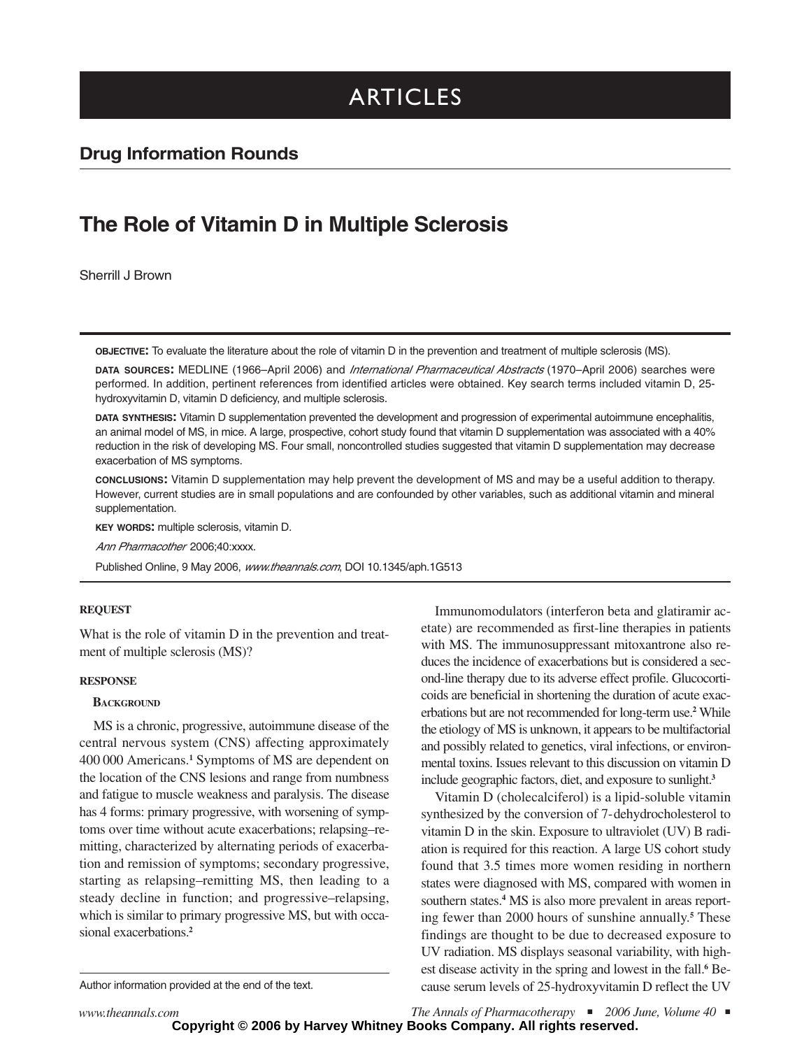# ARTICLES

## Drug Information Rounds

# The Role of Vitamin D in Multiple Sclerosis

Sherrill J Brown

**OBJECTIVE:** To evaluate the literature about the role of vitamin D in the prevention and treatment of multiple sclerosis (MS).

**DATA SOURCES:** MEDLINE (1966–April 2006) and *International Pharmaceutical Abstracts* (1970–April 2006) searches were performed. In addition, pertinent references from identified articles were obtained. Key search terms included vitamin D, 25-hydroxyvitamin D, vitamin D deficiency, and multiple sclerosis.

**DATA SYNTHESIS:** Vitamin D supplementation prevented the development and progression of experimental autoimmune encephalitis, an animal model of MS, in mice. A large, prospective, cohort study found that vitamin D supplementation was associated with a 40% reduction in the risk of developing MS. Four small, noncontrolled studies suggested that vitamin D supplementation may decrease exacerbation of MS symptoms.

**CONCLUSIONS:** Vitamin D supplementation may help prevent the development of MS and may be a useful addition to therapy. However, current studies are in small populations and are confounded by other variables, such as additional vitamin and mineral supplementation.

**KEY WORDS:** multiple sclerosis, vitamin D.

*Ann Pharmacother* 2006;40:xxxx.

Published Online, 9 May 2006, *www.theannals.com*, DOI 10.1345/aph.1G513

### REQUEST

What is the role of vitamin D in the prevention and treatment of multiple sclerosis (MS)?

### RESPONSE

#### BACKGROUND

MS is a chronic, progressive, autoimmune disease of the central nervous system (CNS) affecting approximately 400 000 Americans.[1] Symptoms of MS are dependent on the location of the CNS lesions and range from numbness and fatigue to muscle weakness and paralysis. The disease has 4 forms: primary progressive, with worsening of symptoms over time without acute exacerbations; relapsing–remitting, characterized by alternating periods of exacerbation and remission of symptoms; secondary progressive, starting as relapsing–remitting MS, then leading to a steady decline in function; and progressive–relapsing, which is similar to primary progressive MS, but with occasional exacerbations.[2]

Immunomodulators (interferon beta and glatiramir acetate) are recommended as first-line therapies in patients with MS. The immunosuppressant mitoxantrone also reduces the incidence of exacerbations but is considered a second-line therapy due to its adverse effect profile. Glucocorticoids are beneficial in shortening the duration of acute exacerbations but are not recommended for long-term use.[2] While the etiology of MS is unknown, it appears to be multifactorial and possibly related to genetics, viral infections, or environmental toxins. Issues relevant to this discussion on vitamin D include geographic factors, diet, and exposure to sunlight.[3]

Vitamin D (cholecalciferol) is a lipid-soluble vitamin synthesized by the conversion of 7-dehydrocholesterol to vitamin D in the skin. Exposure to ultraviolet (UV) B radiation is required for this reaction. A large US cohort study found that 3.5 times more women residing in northern states were diagnosed with MS, compared with women in southern states.[4] MS is also more prevalent in areas reporting fewer than 2000 hours of sunshine annually.[5] These findings are thought to be due to decreased exposure to UV radiation. MS displays seasonal variability, with highest disease activity in the spring and lowest in the fall.[6] Because serum levels of 25-hydroxyvitamin D reflect the UV

Author information provided at the end of the text.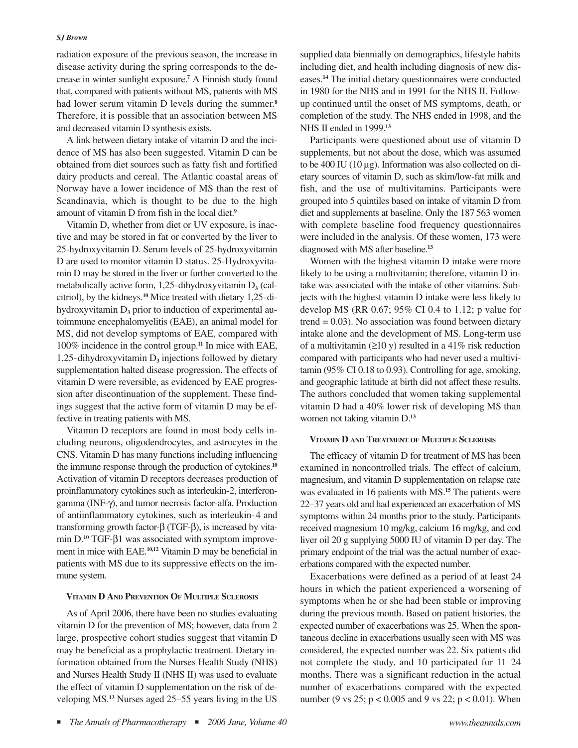radiation exposure of the previous season, the increase in disease activity during the spring corresponds to the decrease in winter sunlight exposure.[7] A Finnish study found that, compared with patients without MS, patients with MS had lower serum vitamin D levels during the summer.[8] Therefore, it is possible that an association between MS and decreased vitamin D synthesis exists.

A link between dietary intake of vitamin D and the incidence of MS has also been suggested. Vitamin D can be obtained from diet sources such as fatty fish and fortified dairy products and cereal. The Atlantic coastal areas of Norway have a lower incidence of MS than the rest of Scandinavia, which is thought to be due to the high amount of vitamin D from fish in the local diet.[9]

Vitamin D, whether from diet or UV exposure, is inactive and may be stored in fat or converted by the liver to 25-hydroxyvitamin D. Serum levels of 25-hydroxyvitamin D are used to monitor vitamin D status. 25-Hydroxyvitamin D may be stored in the liver or further converted to the metabolically active form, 1,25-dihydroxyvitamin $D_3$ (calcitriol), by the kidneys.[10] Mice treated with dietary 1,25-dihydroxyvitamin $D_3$ prior to induction of experimental autoimmune encephalomyelitis (EAE), an animal model for MS, did not develop symptoms of EAE, compared with 100% incidence in the control group.[11] In mice with EAE, 1,25-dihydroxyvitamin $D_3$ injections followed by dietary supplementation halted disease progression. The effects of vitamin D were reversible, as evidenced by EAE progression after discontinuation of the supplement. These findings suggest that the active form of vitamin D may be effective in treating patients with MS.

Vitamin D receptors are found in most body cells including neurons, oligodendrocytes, and astrocytes in the CNS. Vitamin D has many functions including influencing the immune response through the production of cytokines.[10] Activation of vitamin D receptors decreases production of proinflammatory cytokines such as interleukin-2, interferon-gamma (INF-$\gamma$), and tumor necrosis factor-alfa. Production of antiinflammatory cytokines, such as interleukin-4 and transforming growth factor-$\beta$ (TGF-$\beta$), is increased by vitamin D.[10] TGF-$\beta$1 was associated with symptom improvement in mice with EAE.[10,12] Vitamin D may be beneficial in patients with MS due to its suppressive effects on the immune system.

## Vitamin D And Prevention Of Multiple Sclerosis

As of April 2006, there have been no studies evaluating vitamin D for the prevention of MS; however, data from 2 large, prospective cohort studies suggest that vitamin D may be beneficial as a prophylactic treatment. Dietary information obtained from the Nurses Health Study (NHS) and Nurses Health Study II (NHS II) was used to evaluate the effect of vitamin D supplementation on the risk of developing MS.[13] Nurses aged 25–55 years living in the US supplied data biennially on demographics, lifestyle habits including diet, and health including diagnosis of new diseases.[14] The initial dietary questionnaires were conducted in 1980 for the NHS and in 1991 for the NHS II. Follow-up continued until the onset of MS symptoms, death, or completion of the study. The NHS ended in 1998, and the NHS II ended in 1999.[13]

Participants were questioned about use of vitamin D supplements, but not about the dose, which was assumed to be 400 IU (10 µg). Information was also collected on dietary sources of vitamin D, such as skim/low-fat milk and fish, and the use of multivitamins. Participants were grouped into 5 quintiles based on intake of vitamin D from diet and supplements at baseline. Only the 187 563 women with complete baseline food frequency questionnaires were included in the analysis. Of these women, 173 were diagnosed with MS after baseline.[13]

Women with the highest vitamin D intake were more likely to be using a multivitamin; therefore, vitamin D intake was associated with the intake of other vitamins. Subjects with the highest vitamin D intake were less likely to develop MS (RR 0.67; 95% CI 0.4 to 1.12; p value for trend = 0.03). No association was found between dietary intake alone and the development of MS. Long-term use of a multivitamin ($\geq$10 y) resulted in a 41% risk reduction compared with participants who had never used a multivitamin (95% CI 0.18 to 0.93). Controlling for age, smoking, and geographic latitude at birth did not affect these results. The authors concluded that women taking supplemental vitamin D had a 40% lower risk of developing MS than women not taking vitamin D.[13]

## Vitamin D and Treatment of Multiple Sclerosis

The efficacy of vitamin D for treatment of MS has been examined in noncontrolled trials. The effect of calcium, magnesium, and vitamin D supplementation on relapse rate was evaluated in 16 patients with MS.[15] The patients were 22–37 years old and had experienced an exacerbation of MS symptoms within 24 months prior to the study. Participants received magnesium 10 mg/kg, calcium 16 mg/kg, and cod liver oil 20 g supplying 5000 IU of vitamin D per day. The primary endpoint of the trial was the actual number of exacerbations compared with the expected number.

Exacerbations were defined as a period of at least 24 hours in which the patient experienced a worsening of symptoms when he or she had been stable or improving during the previous month. Based on patient histories, the expected number of exacerbations was 25. When the spontaneous decline in exacerbations usually seen with MS was considered, the expected number was 22. Six patients did not complete the study, and 10 participated for 11–24 months. There was a significant reduction in the actual number of exacerbations compared with the expected number (9 vs 25; $p < 0.005$ and 9 vs 22; $p < 0.01$). When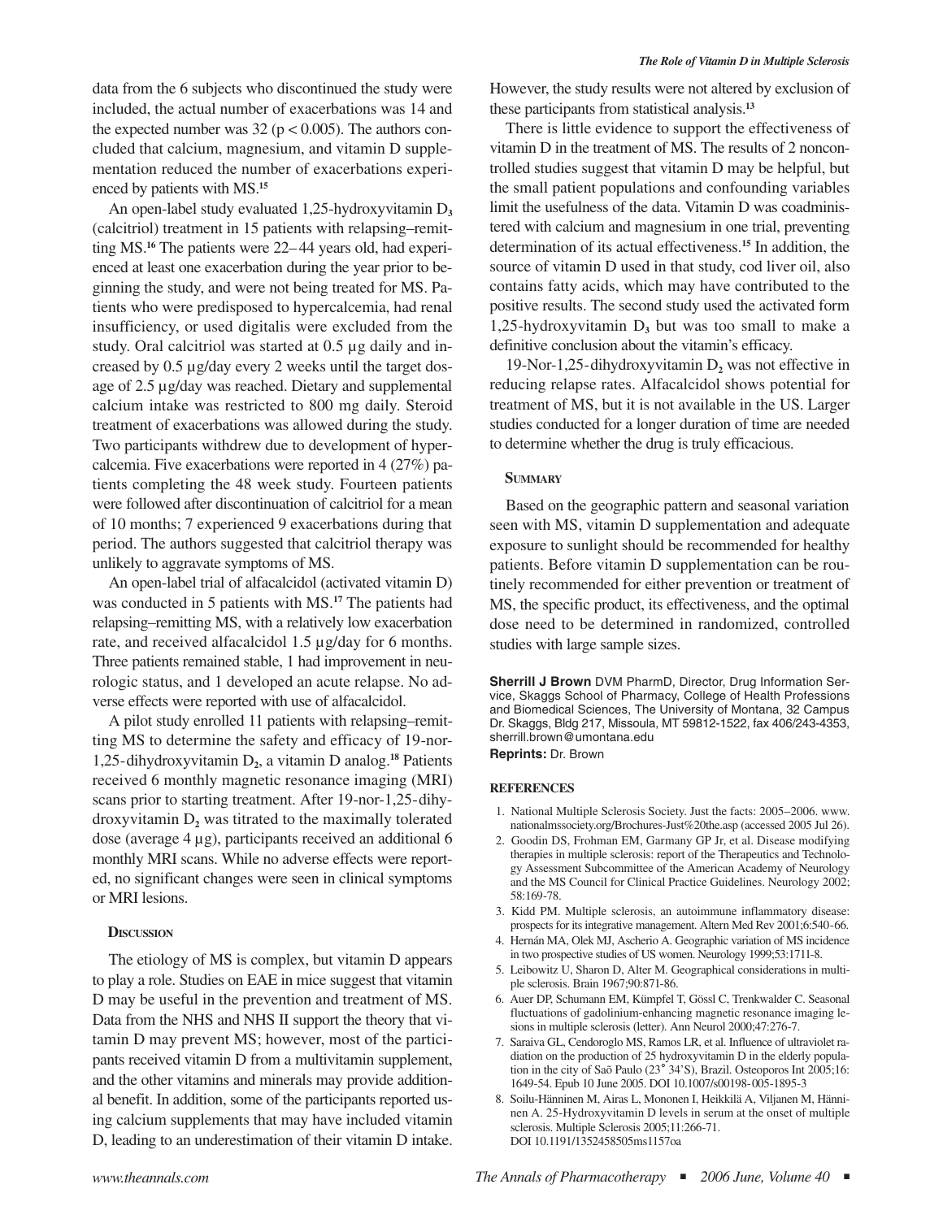data from the 6 subjects who discontinued the study were included, the actual number of exacerbations was 14 and the expected number was 32 ($p < 0.005$). The authors concluded that calcium, magnesium, and vitamin D supplementation reduced the number of exacerbations experienced by patients with MS.[15]

An open-label study evaluated 1,25-hydroxyvitamin $D_3$ (calcitriol) treatment in 15 patients with relapsing–remitting MS.[16] The patients were 22–44 years old, had experienced at least one exacerbation during the year prior to beginning the study, and were not being treated for MS. Patients who were predisposed to hypercalcemia, had renal insufficiency, or used digitalis were excluded from the study. Oral calcitriol was started at 0.5 µg daily and increased by 0.5 µg/day every 2 weeks until the target dosage of 2.5 µg/day was reached. Dietary and supplemental calcium intake was restricted to 800 mg daily. Steroid treatment of exacerbations was allowed during the study. Two participants withdrew due to development of hypercalcemia. Five exacerbations were reported in 4 (27%) patients completing the 48 week study. Fourteen patients were followed after discontinuation of calcitriol for a mean of 10 months; 7 experienced 9 exacerbations during that period. The authors suggested that calcitriol therapy was unlikely to aggravate symptoms of MS.

An open-label trial of alfacalcidol (activated vitamin D) was conducted in 5 patients with MS.[17] The patients had relapsing–remitting MS, with a relatively low exacerbation rate, and received alfacalcidol 1.5 µg/day for 6 months. Three patients remained stable, 1 had improvement in neurologic status, and 1 developed an acute relapse. No adverse effects were reported with use of alfacalcidol.

A pilot study enrolled 11 patients with relapsing–remitting MS to determine the safety and efficacy of 19-nor-1,25-dihydroxyvitamin $D_2$, a vitamin D analog.[18] Patients received 6 monthly magnetic resonance imaging (MRI) scans prior to starting treatment. After 19-nor-1,25-dihydroxyvitamin $D_2$ was titrated to the maximally tolerated dose (average 4 µg), participants received an additional 6 monthly MRI scans. While no adverse effects were reported, no significant changes were seen in clinical symptoms or MRI lesions.

## Discussion

The etiology of MS is complex, but vitamin D appears to play a role. Studies on EAE in mice suggest that vitamin D may be useful in the prevention and treatment of MS. Data from the NHS and NHS II support the theory that vitamin D may prevent MS; however, most of the participants received vitamin D from a multivitamin supplement, and the other vitamins and minerals may provide additional benefit. In addition, some of the participants reported using calcium supplements that may have included vitamin D, leading to an underestimation of their vitamin D intake. However, the study results were not altered by exclusion of these participants from statistical analysis.[13]

There is little evidence to support the effectiveness of vitamin D in the treatment of MS. The results of 2 noncontrolled studies suggest that vitamin D may be helpful, but the small patient populations and confounding variables limit the usefulness of the data. Vitamin D was coadministered with calcium and magnesium in one trial, preventing determination of its actual effectiveness.[15] In addition, the source of vitamin D used in that study, cod liver oil, also contains fatty acids, which may have contributed to the positive results. The second study used the activated form 1,25-hydroxyvitamin $D_3$ but was too small to make a definitive conclusion about the vitamin's efficacy.

19-Nor-1,25-dihydroxyvitamin $D_2$ was not effective in reducing relapse rates. Alfacalcidol shows potential for treatment of MS, but it is not available in the US. Larger studies conducted for a longer duration of time are needed to determine whether the drug is truly efficacious.

## Summary

Based on the geographic pattern and seasonal variation seen with MS, vitamin D supplementation and adequate exposure to sunlight should be recommended for healthy patients. Before vitamin D supplementation can be routinely recommended for either prevention or treatment of MS, the specific product, its effectiveness, and the optimal dose need to be determined in randomized, controlled studies with large sample sizes.

**Sherrill J Brown** DVM PharmD, Director, Drug Information Service, Skaggs School of Pharmacy, College of Health Professions and Biomedical Sciences, The University of Montana, 32 Campus Dr. Skaggs, Bldg 217, Missoula, MT 59812-1522, fax 406/243-4353, sherrill.brown@umontana.edu

**Reprints:** Dr. Brown

## References

1. National Multiple Sclerosis Society. Just the facts: 2005–2006. www.nationalmssociety.org/Brochures-Just%20the.asp (accessed 2005 Jul 26).
2. Goodin DS, Frohman EM, Garmany GP Jr, et al. Disease modifying therapies in multiple sclerosis: report of the Therapeutics and Technology Assessment Subcommittee of the American Academy of Neurology and the MS Council for Clinical Practice Guidelines. Neurology 2002;58:169-78.
3. Kidd PM. Multiple sclerosis, an autoimmune inflammatory disease: prospects for its integrative management. Altern Med Rev 2001;6:540-66.
4. Hernán MA, Olek MJ, Ascherio A. Geographic variation of MS incidence in two prospective studies of US women. Neurology 1999;53:1711-8.
5. Leibowitz U, Sharon D, Alter M. Geographical considerations in multiple sclerosis. Brain 1967;90:871-86.
6. Auer DP, Schumann EM, Kümpfel T, Gössl C, Trenkwalder C. Seasonal fluctuations of gadolinium-enhancing magnetic resonance imaging lesions in multiple sclerosis (letter). Ann Neurol 2000;47:276-7.
7. Saraiva GL, Cendoroglo MS, Ramos LR, et al. Influence of ultraviolet radiation on the production of 25 hydroxyvitamin D in the elderly population in the city of Saõ Paulo (23° 34'S), Brazil. Osteoporos Int 2005;16:1649-54. Epub 10 June 2005. DOI 10.1007/s00198-005-1895-3
8. Soilu-Hänninen M, Airas L, Mononen I, Heikkilä A, Viljanen M, Hänninen A. 25-Hydroxyvitamin D levels in serum at the onset of multiple sclerosis. Multiple Sclerosis 2005;11:266-71. DOI 10.1191/1352458505ms1157oa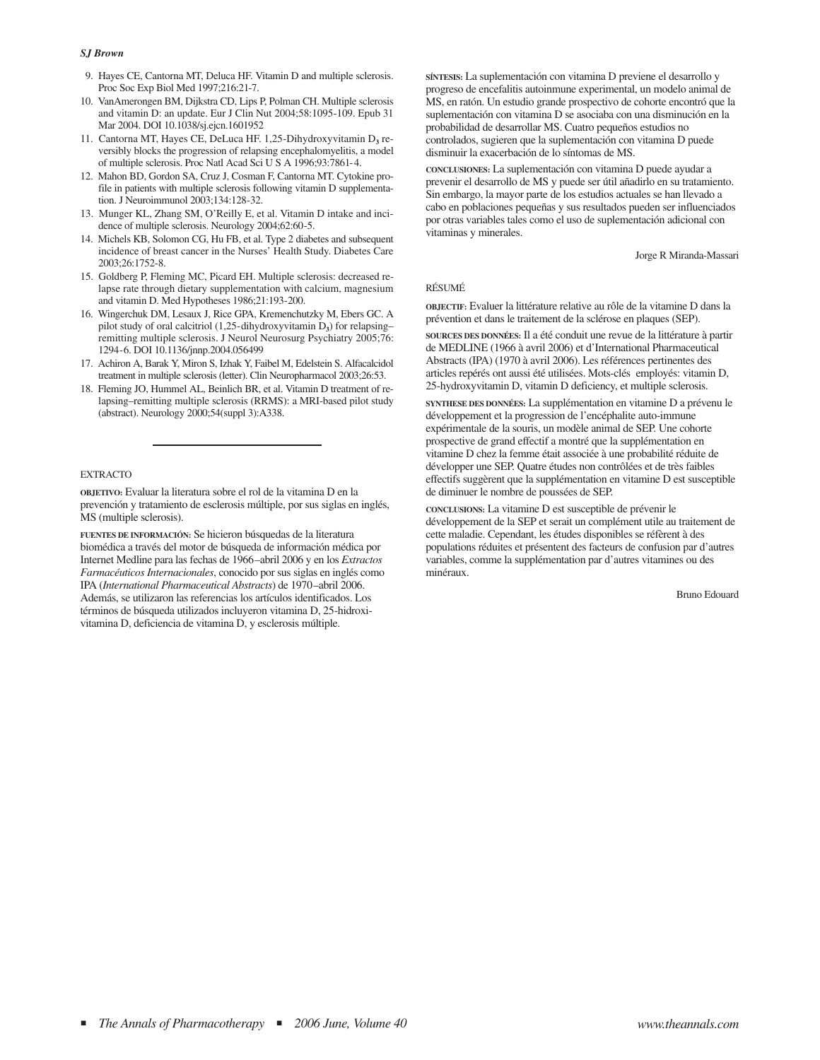9. Hayes CE, Cantorna MT, Deluca HF. Vitamin D and multiple sclerosis. Proc Soc Exp Biol Med 1997;216:21-7.
10. VanAmerongen BM, Dijkstra CD, Lips P, Polman CH. Multiple sclerosis and vitamin D: an update. Eur J Clin Nut 2004;58:1095-109. Epub 31 Mar 2004. DOI 10.1038/sj.ejcn.1601952
11. Cantorna MT, Hayes CE, DeLuca HF. 1,25-Dihydroxyvitamin $D_3$ reversibly blocks the progression of relapsing encephalomyelitis, a model of multiple sclerosis. Proc Natl Acad Sci U S A 1996;93:7861-4.
12. Mahon BD, Gordon SA, Cruz J, Cosman F, Cantorna MT. Cytokine profile in patients with multiple sclerosis following vitamin D supplementation. J Neuroimmunol 2003;134:128-32.
13. Munger KL, Zhang SM, O'Reilly E, et al. Vitamin D intake and incidence of multiple sclerosis. Neurology 2004;62:60-5.
14. Michels KB, Solomon CG, Hu FB, et al. Type 2 diabetes and subsequent incidence of breast cancer in the Nurses' Health Study. Diabetes Care 2003;26:1752-8.
15. Goldberg P, Fleming MC, Picard EH. Multiple sclerosis: decreased relapse rate through dietary supplementation with calcium, magnesium and vitamin D. Med Hypotheses 1986;21:193-200.
16. Wingerchuk DM, Lesaux J, Rice GPA, Kremenchutzky M, Ebers GC. A pilot study of oral calcitriol (1,25-dihydroxyvitamin $D_3$) for relapsing–remitting multiple sclerosis. J Neurol Neurosurg Psychiatry 2005;76:1294-6. DOI 10.1136/jnnp.2004.056499
17. Achiron A, Barak Y, Miron S, Izhak Y, Faibel M, Edelstein S. Alfacalcidol treatment in multiple sclerosis (letter). Clin Neuropharmacol 2003;26:53.
18. Fleming JO, Hummel AL, Beinlich BR, et al. Vitamin D treatment of relapsing–remitting multiple sclerosis (RRMS): a MRI-based pilot study (abstract). Neurology 2000;54(suppl 3):A338.

---

## EXTRACTO

**OBJETIVO:** Evaluar la literatura sobre el rol de la vitamina D en la prevención y tratamiento de esclerosis múltiple, por sus siglas en inglés, MS (multiple sclerosis).

**FUENTES DE INFORMACIÓN:** Se hicieron búsquedas de la literatura biomédica a través del motor de búsqueda de información médica por Internet Medline para las fechas de 1966–abril 2006 y en los *Extractos Farmacéuticos Internacionales*, conocido por sus siglas en inglés como IPA (*International Pharmaceutical Abstracts*) de 1970–abril 2006. Además, se utilizaron las referencias los artículos identificados. Los términos de búsqueda utilizados incluyeron vitamina D, 25-hidroxivitamina D, deficiencia de vitamina D, y esclerosis múltiple.

**SÍNTESIS:** La suplementación con vitamina D previene el desarrollo y progreso de encefalitis autoinmune experimental, un modelo animal de MS, en ratón. Un estudio grande prospectivo de cohorte encontró que la suplementación con vitamina D se asociaba con una disminución en la probabilidad de desarrollar MS. Cuatro pequeños estudios no controlados, sugieren que la suplementación con vitamina D puede disminuir la exacerbación de lo síntomas de MS.

**CONCLUSIONES:** La suplementación con vitamina D puede ayudar a prevenir el desarrollo de MS y puede ser útil añadirlo en su tratamiento. Sin embargo, la mayor parte de los estudios actuales se han llevado a cabo en poblaciones pequeñas y sus resultados pueden ser influenciados por otras variables tales como el uso de suplementación adicional con vitaminas y minerales.

Jorge R Miranda-Massari

## RÉSUMÉ

**OBJECTIF:** Evaluer la littérature relative au rôle de la vitamine D dans la prévention et dans le traitement de la sclérose en plaques (SEP).

**SOURCES DES DONNÉES:** Il a été conduit une revue de la littérature à partir de MEDLINE (1966 à avril 2006) et d'International Pharmaceutical Abstracts (IPA) (1970 à avril 2006). Les références pertinentes des articles repérés ont aussi été utilisées. Mots-clés employés: vitamin D, 25-hydroxyvitamin D, vitamin D deficiency, et multiple sclerosis.

**SYNTHESE DES DONNÉES:** La supplémentation en vitamine D a prévenu le développement et la progression de l'encéphalite auto-immune expérimentale de la souris, un modèle animal de SEP. Une cohorte prospective de grand effectif a montré que la supplémentation en vitamine D chez la femme était associée à une probabilité réduite de développer une SEP. Quatre études non contrôlées et de très faibles effectifs suggèrent que la supplémentation en vitamine D est susceptible de diminuer le nombre de poussées de SEP.

**CONCLUSIONS:** La vitamine D est susceptible de prévenir le développement de la SEP et serait un complément utile au traitement de cette maladie. Cependant, les études disponibles se réfèrent à des populations réduites et présentent des facteurs de confusion par d'autres variables, comme la supplémentation par d'autres vitamines ou des minéraux.

Bruno Edouard